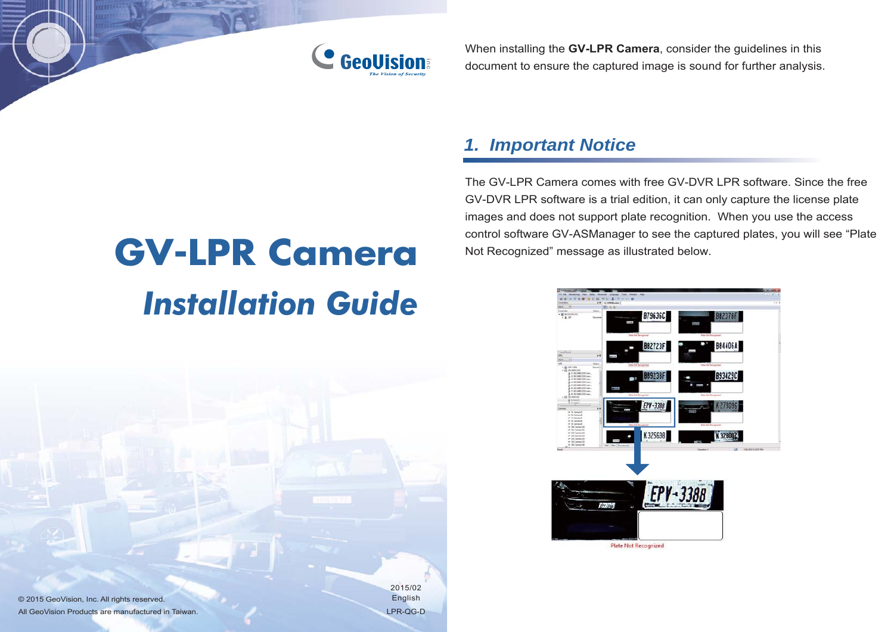# GV-LPR Camera

## *Installation Guide*

When installing the **GV-LPR Camera**, consider the guidelines in this document to ensure the captured image is sound for further analysis.

## *1. Important Notice*

The GV-LPR Camera comes with free GV-DVR LPR software. Since the free GV-DVR LPR software is a trial edition, it can only capture the license plate images and does not support plate recognition. When you use the access control software GV-ASManager to see the captured plates, you will see "Plate Not Recognized" message as illustrated below.

© 2015 GeoVision, Inc. All rights reserved.

All GeoVision Products are manufactured in Taiwan.

2015/02

English

LPR-QG-D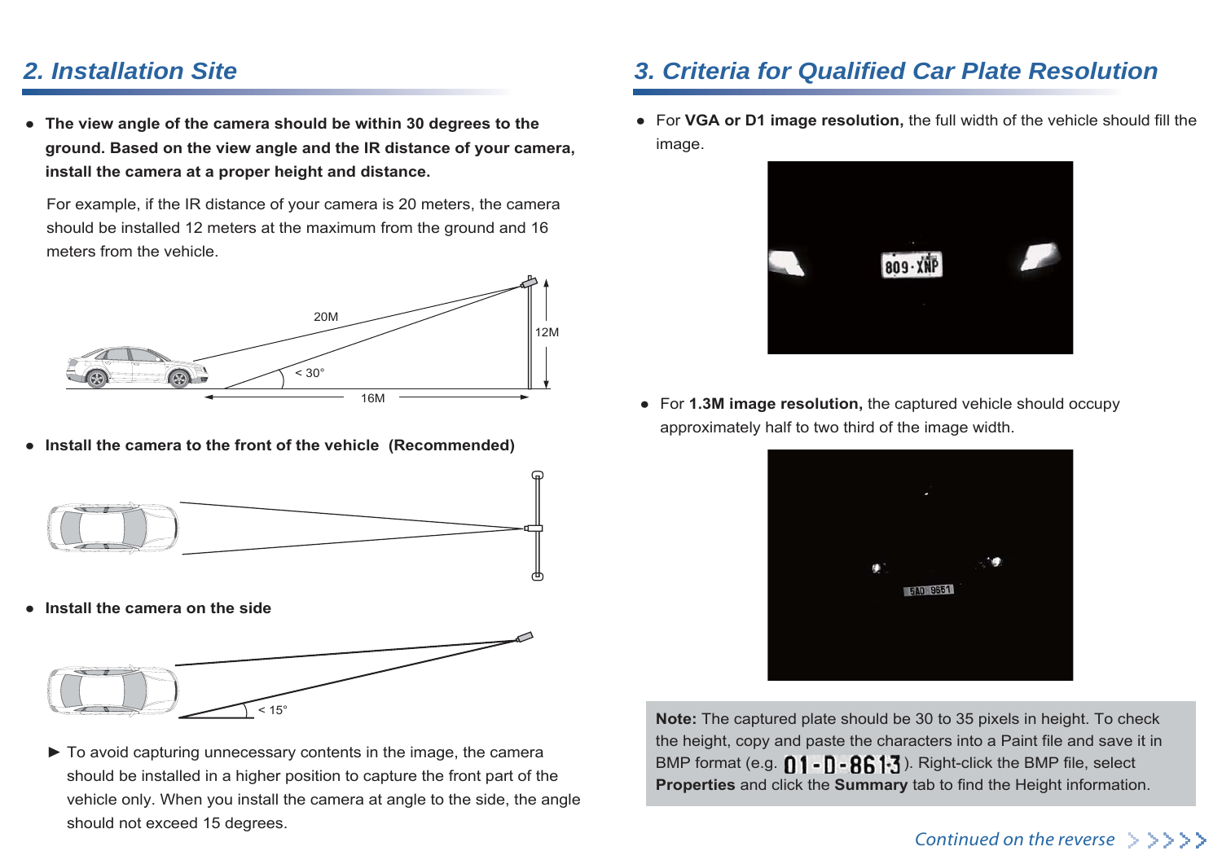## 2. Installation Site

- **The view angle of the camera should be within 30 degrees to the ground. Based on the view angle and the IR distance of your camera, install the camera at a proper height and distance.**

  For example, if the IR distance of your camera is 20 meters, the camera should be installed 12 meters at the maximum from the ground and 16 meters from the vehicle.

- **Install the camera to the front of the vehicle (Recommended)**

- **Install the camera on the side**

  ► To avoid capturing unnecessary contents in the image, the camera should be installed in a higher position to capture the front part of the vehicle only. When you install the camera at angle to the side, the angle should not exceed 15 degrees.

## 3. Criteria for Qualified Car Plate Resolution

- For **VGA or D1 image resolution,** the full width of the vehicle should fill the image.

- For **1.3M image resolution,** the captured vehicle should occupy approximately half to two third of the image width.

**Note:** The captured plate should be 30 to 35 pixels in height. To check the height, copy and paste the characters into a Paint file and save it in BMP format (e.g. 01-D-8613). Right-click the BMP file, select **Properties** and click the **Summary** tab to find the Height information.

*Continued on the reverse*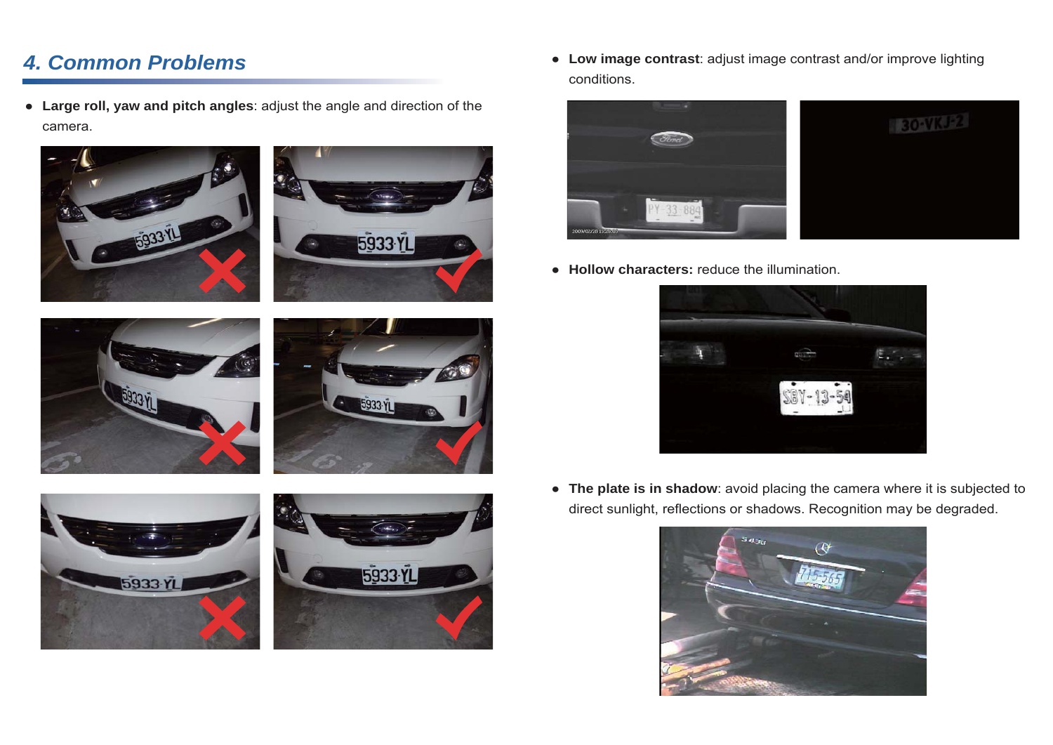## 4. Common Problems

- **Large roll, yaw and pitch angles**: adjust the angle and direction of the camera.

- **Low image contrast**: adjust image contrast and/or improve lighting conditions.

- **Hollow characters:** reduce the illumination.

- **The plate is in shadow**: avoid placing the camera where it is subjected to direct sunlight, reflections or shadows. Recognition may be degraded.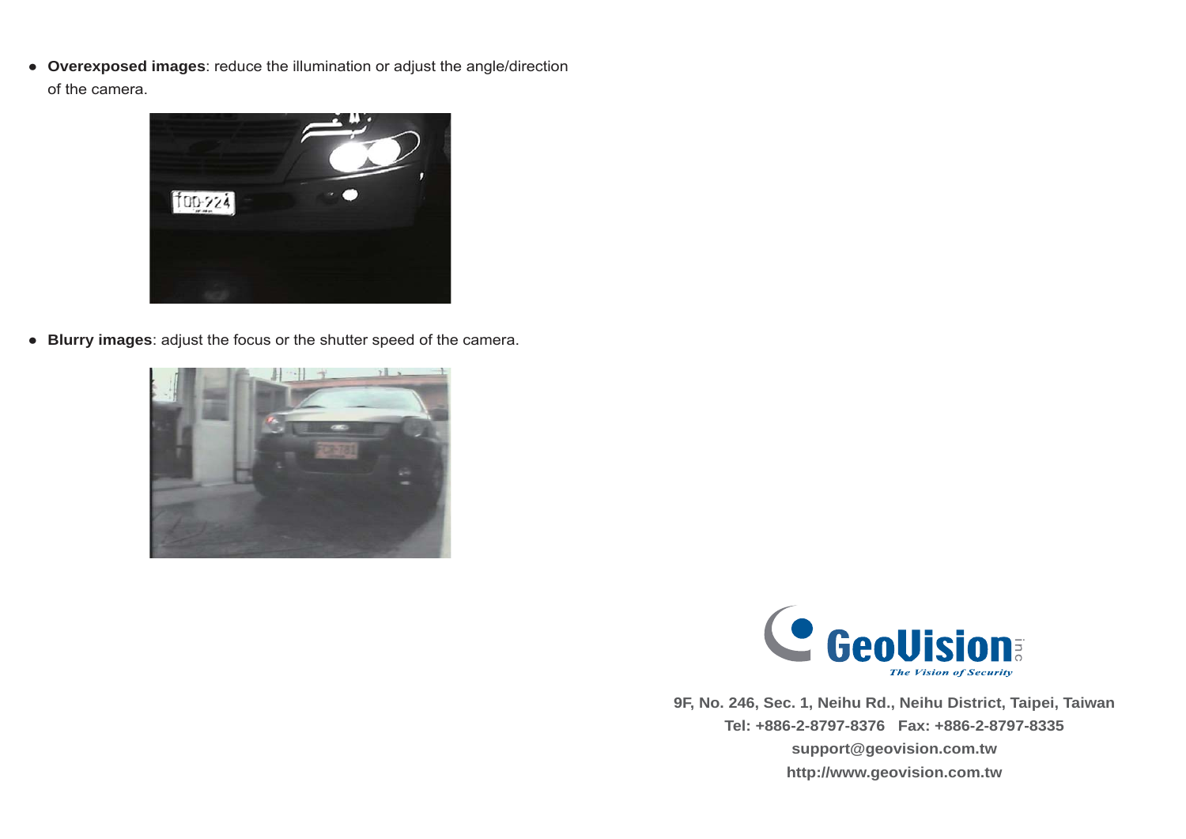- **Overexposed images**: reduce the illumination or adjust the angle/direction of the camera.

- **Blurry images**: adjust the focus or the shutter speed of the camera.

9F, No. 246, Sec. 1, Neihu Rd., Neihu District, Taipei, Taiwan
Tel: +886-2-8797-8376 Fax: +886-2-8797-8335
support@geovision.com.tw
http://www.geovision.com.tw